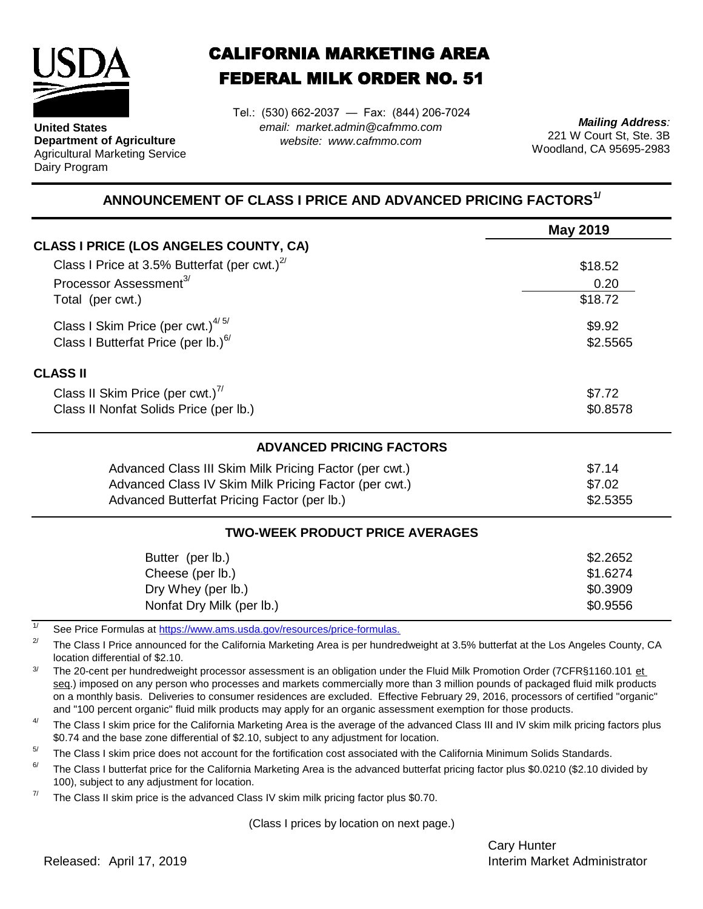**United States Department of Agriculture**
Agricultural Marketing Service
Dairy Program

# CALIFORNIA MARKETING AREA
# FEDERAL MILK ORDER NO. 51

Tel.: (530) 662-2037 — Fax: (844) 206-7024
*email: market.admin@cafmmo.com*
*website: www.cafmmo.com*

***Mailing Address:***
221 W Court St, Ste. 3B
Woodland, CA 95695-2983

## ANNOUNCEMENT OF CLASS I PRICE AND ADVANCED PRICING FACTORS[1/]

| | May 2019 |
|---|---|
| **CLASS I PRICE (LOS ANGELES COUNTY, CA)** | |
| Class I Price at 3.5% Butterfat (per cwt.)[2/] | $18.52 |
| Processor Assessment[3/] | 0.20 |
| Total (per cwt.) | $18.72 |
| Class I Skim Price (per cwt.)[4/ 5/] | $9.92 |
| Class I Butterfat Price (per lb.)[6/] | $2.5565 |
| **CLASS II** | |
| Class II Skim Price (per cwt.)[7/] | $7.72 |
| Class II Nonfat Solids Price (per lb.) | $0.8578 |

### ADVANCED PRICING FACTORS

| | |
|---|---|
| Advanced Class III Skim Milk Pricing Factor (per cwt.) | $7.14 |
| Advanced Class IV Skim Milk Pricing Factor (per cwt.) | $7.02 |
| Advanced Butterfat Pricing Factor (per lb.) | $2.5355 |

### TWO-WEEK PRODUCT PRICE AVERAGES

| | |
|---|---|
| Butter (per lb.) | $2.2652 |
| Cheese (per lb.) | $1.6274 |
| Dry Whey (per lb.) | $0.3909 |
| Nonfat Dry Milk (per lb.) | $0.9556 |

[1/] See Price Formulas at https://www.ams.usda.gov/resources/price-formulas.

[2/] The Class I Price announced for the California Marketing Area is per hundredweight at 3.5% butterfat at the Los Angeles County, CA location differential of $2.10.

[3/] The 20-cent per hundredweight processor assessment is an obligation under the Fluid Milk Promotion Order (7CFR§1160.101 et seq.) imposed on any person who processes and markets commercially more than 3 million pounds of packaged fluid milk products on a monthly basis. Deliveries to consumer residences are excluded. Effective February 29, 2016, processors of certified "organic" and "100 percent organic" fluid milk products may apply for an organic assessment exemption for those products.

[4/] The Class I skim price for the California Marketing Area is the average of the advanced Class III and IV skim milk pricing factors plus $0.74 and the base zone differential of $2.10, subject to any adjustment for location.

[5/] The Class I skim price does not account for the fortification cost associated with the California Minimum Solids Standards.

[6/] The Class I butterfat price for the California Marketing Area is the advanced butterfat pricing factor plus $0.0210 ($2.10 divided by 100), subject to any adjustment for location.

[7/] The Class II skim price is the advanced Class IV skim milk pricing factor plus $0.70.

(Class I prices by location on next page.)

Released: April 17, 2019

Cary Hunter
Interim Market Administrator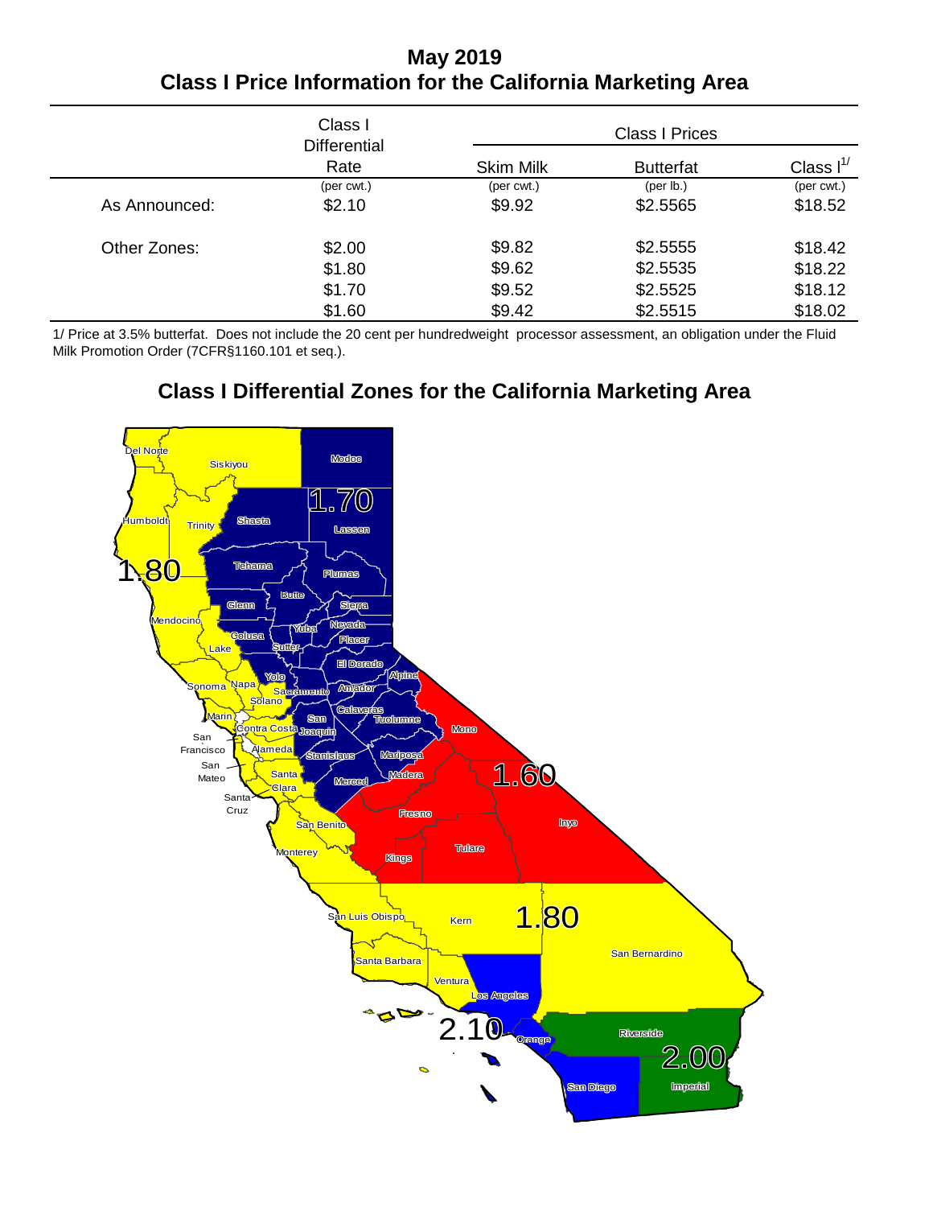# May 2019
# Class I Price Information for the California Marketing Area

| | Class I Differential Rate | Class I Prices | | |
|---|---|---|---|---|
| | | Skim Milk | Butterfat | Class I[1/] |
| | (per cwt.) | (per cwt.) | (per lb.) | (per cwt.) |
| As Announced: | $2.10 | $9.92 | $2.5565 | $18.52 |
| Other Zones: | $2.00 | $9.82 | $2.5555 | $18.42 |
| | $1.80 | $9.62 | $2.5535 | $18.22 |
| | $1.70 | $9.52 | $2.5525 | $18.12 |
| | $1.60 | $9.42 | $2.5515 | $18.02 |

1/ Price at 3.5% butterfat. Does not include the 20 cent per hundredweight processor assessment, an obligation under the Fluid Milk Promotion Order (7CFR§1160.101 et seq.).

## Class I Differential Zones for the California Marketing Area

Del Norte
Siskiyou
Modoc
1.70
Humboldt
Trinity
Shasta
Lassen
1.80
Tehama
Plumas
Butte
Glenn
Sierra
Mendocino
Nevada
Yuba
Colusa
Placer
Lake
Sutter
El Dorado
Yolo
Alpine
Sonoma
Napa
Sacramento
Amador
Solano
Calaveras
Marin
San Joaquin
Tuolumne
Mono
Contra Costa
San Francisco
Alameda
Stanislaus
Mariposa
San Mateo
Santa Clara
Madera
1.60
Merced
Santa Cruz
Fresno
San Benito
Inyo
Monterey
Tulare
Kings
San Luis Obispo
Kern
1.80
Santa Barbara
San Bernardino
Ventura
Los Angeles
2.10
Orange
Riverside
2.00
San Diego
Imperial